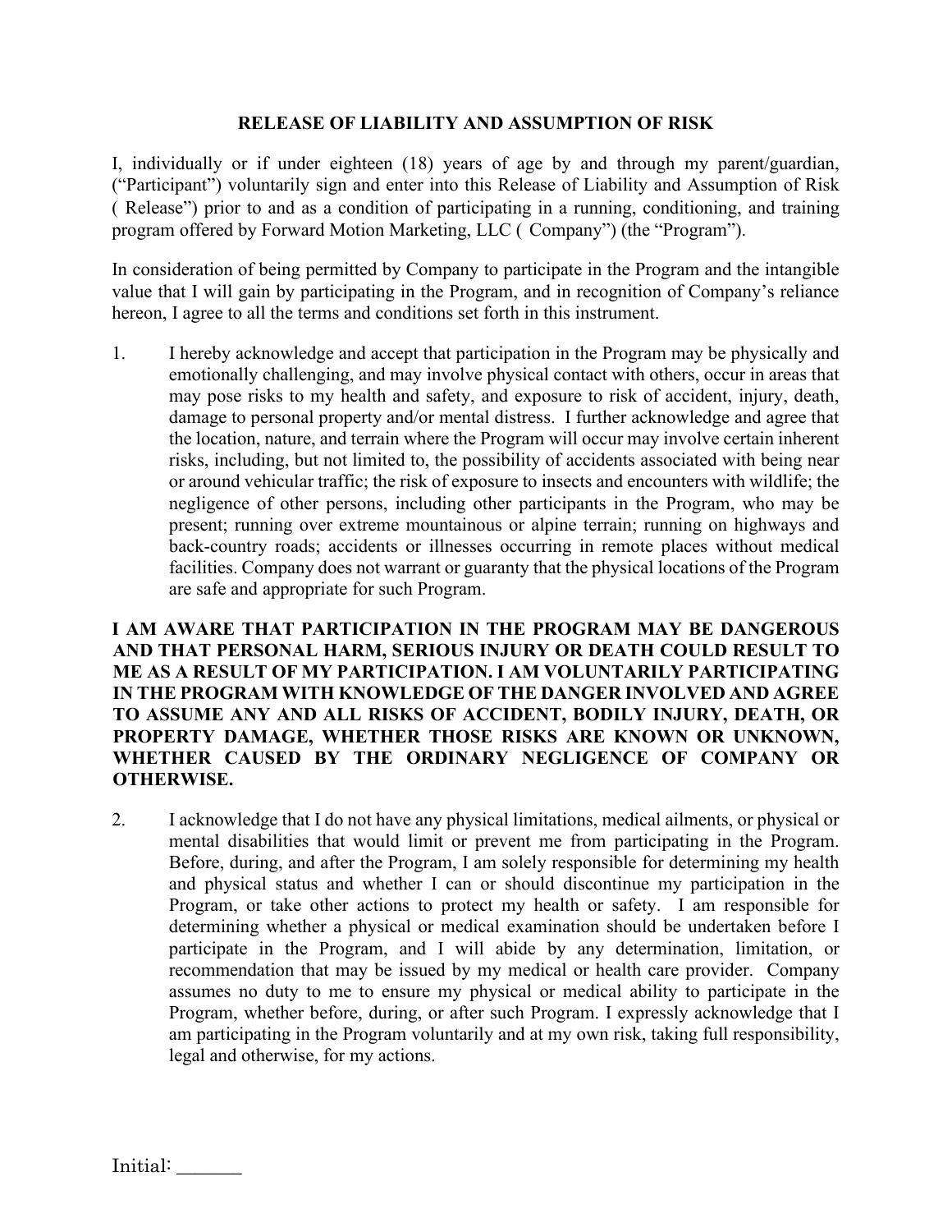# RELEASE OF LIABILITY AND ASSUMPTION OF RISK

I, individually or if under eighteen (18) years of age by and through my parent/guardian, ("Participant") voluntarily sign and enter into this Release of Liability and Assumption of Risk ( Release") prior to and as a condition of participating in a running, conditioning, and training program offered by Forward Motion Marketing, LLC ( Company") (the "Program").

In consideration of being permitted by Company to participate in the Program and the intangible value that I will gain by participating in the Program, and in recognition of Company's reliance hereon, I agree to all the terms and conditions set forth in this instrument.

1. I hereby acknowledge and accept that participation in the Program may be physically and emotionally challenging, and may involve physical contact with others, occur in areas that may pose risks to my health and safety, and exposure to risk of accident, injury, death, damage to personal property and/or mental distress. I further acknowledge and agree that the location, nature, and terrain where the Program will occur may involve certain inherent risks, including, but not limited to, the possibility of accidents associated with being near or around vehicular traffic; the risk of exposure to insects and encounters with wildlife; the negligence of other persons, including other participants in the Program, who may be present; running over extreme mountainous or alpine terrain; running on highways and back-country roads; accidents or illnesses occurring in remote places without medical facilities. Company does not warrant or guaranty that the physical locations of the Program are safe and appropriate for such Program.

**I AM AWARE THAT PARTICIPATION IN THE PROGRAM MAY BE DANGEROUS AND THAT PERSONAL HARM, SERIOUS INJURY OR DEATH COULD RESULT TO ME AS A RESULT OF MY PARTICIPATION. I AM VOLUNTARILY PARTICIPATING IN THE PROGRAM WITH KNOWLEDGE OF THE DANGER INVOLVED AND AGREE TO ASSUME ANY AND ALL RISKS OF ACCIDENT, BODILY INJURY, DEATH, OR PROPERTY DAMAGE, WHETHER THOSE RISKS ARE KNOWN OR UNKNOWN, WHETHER CAUSED BY THE ORDINARY NEGLIGENCE OF COMPANY OR OTHERWISE.**

2. I acknowledge that I do not have any physical limitations, medical ailments, or physical or mental disabilities that would limit or prevent me from participating in the Program. Before, during, and after the Program, I am solely responsible for determining my health and physical status and whether I can or should discontinue my participation in the Program, or take other actions to protect my health or safety. I am responsible for determining whether a physical or medical examination should be undertaken before I participate in the Program, and I will abide by any determination, limitation, or recommendation that may be issued by my medical or health care provider. Company assumes no duty to me to ensure my physical or medical ability to participate in the Program, whether before, during, or after such Program. I expressly acknowledge that I am participating in the Program voluntarily and at my own risk, taking full responsibility, legal and otherwise, for my actions.

Initial: _______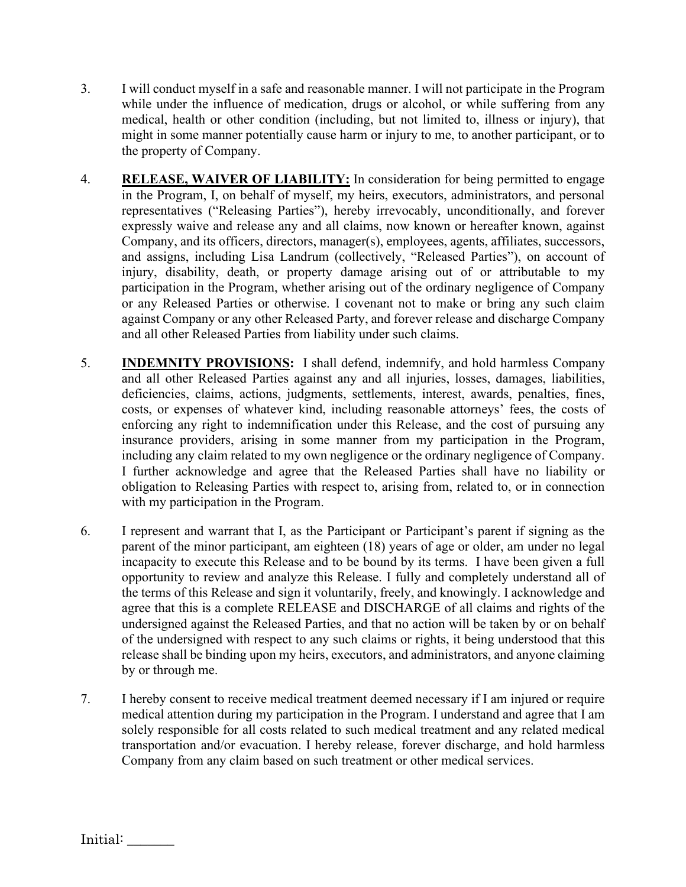3. I will conduct myself in a safe and reasonable manner. I will not participate in the Program while under the influence of medication, drugs or alcohol, or while suffering from any medical, health or other condition (including, but not limited to, illness or injury), that might in some manner potentially cause harm or injury to me, to another participant, or to the property of Company.

4. **RELEASE, WAIVER OF LIABILITY:** In consideration for being permitted to engage in the Program, I, on behalf of myself, my heirs, executors, administrators, and personal representatives ("Releasing Parties"), hereby irrevocably, unconditionally, and forever expressly waive and release any and all claims, now known or hereafter known, against Company, and its officers, directors, manager(s), employees, agents, affiliates, successors, and assigns, including Lisa Landrum (collectively, "Released Parties"), on account of injury, disability, death, or property damage arising out of or attributable to my participation in the Program, whether arising out of the ordinary negligence of Company or any Released Parties or otherwise. I covenant not to make or bring any such claim against Company or any other Released Party, and forever release and discharge Company and all other Released Parties from liability under such claims.

5. **INDEMNITY PROVISIONS:** I shall defend, indemnify, and hold harmless Company and all other Released Parties against any and all injuries, losses, damages, liabilities, deficiencies, claims, actions, judgments, settlements, interest, awards, penalties, fines, costs, or expenses of whatever kind, including reasonable attorneys' fees, the costs of enforcing any right to indemnification under this Release, and the cost of pursuing any insurance providers, arising in some manner from my participation in the Program, including any claim related to my own negligence or the ordinary negligence of Company. I further acknowledge and agree that the Released Parties shall have no liability or obligation to Releasing Parties with respect to, arising from, related to, or in connection with my participation in the Program.

6. I represent and warrant that I, as the Participant or Participant's parent if signing as the parent of the minor participant, am eighteen (18) years of age or older, am under no legal incapacity to execute this Release and to be bound by its terms. I have been given a full opportunity to review and analyze this Release. I fully and completely understand all of the terms of this Release and sign it voluntarily, freely, and knowingly. I acknowledge and agree that this is a complete RELEASE and DISCHARGE of all claims and rights of the undersigned against the Released Parties, and that no action will be taken by or on behalf of the undersigned with respect to any such claims or rights, it being understood that this release shall be binding upon my heirs, executors, and administrators, and anyone claiming by or through me.

7. I hereby consent to receive medical treatment deemed necessary if I am injured or require medical attention during my participation in the Program. I understand and agree that I am solely responsible for all costs related to such medical treatment and any related medical transportation and/or evacuation. I hereby release, forever discharge, and hold harmless Company from any claim based on such treatment or other medical services.

Initial: _______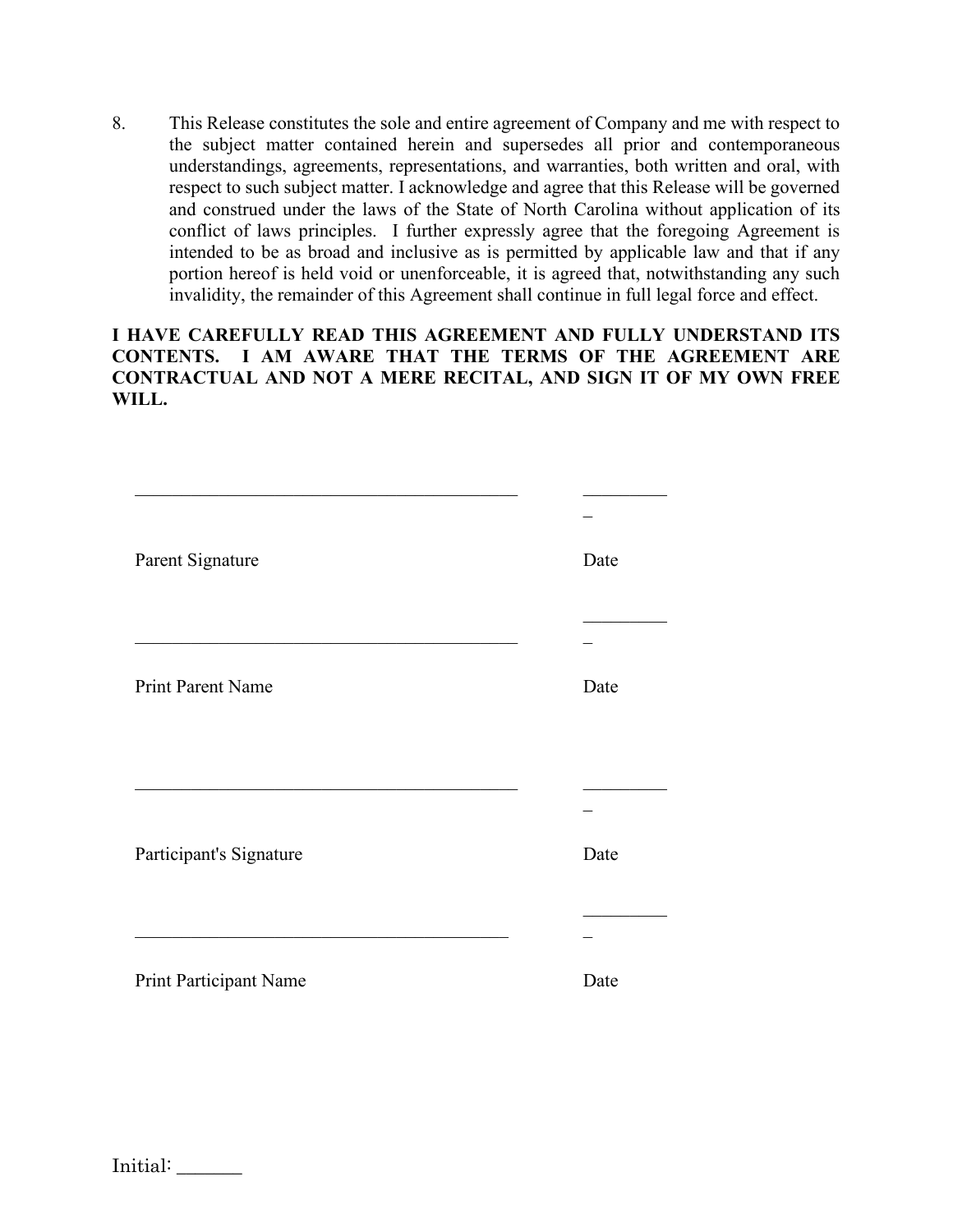8. This Release constitutes the sole and entire agreement of Company and me with respect to the subject matter contained herein and supersedes all prior and contemporaneous understandings, agreements, representations, and warranties, both written and oral, with respect to such subject matter. I acknowledge and agree that this Release will be governed and construed under the laws of the State of North Carolina without application of its conflict of laws principles. I further expressly agree that the foregoing Agreement is intended to be as broad and inclusive as is permitted by applicable law and that if any portion hereof is held void or unenforceable, it is agreed that, notwithstanding any such invalidity, the remainder of this Agreement shall continue in full legal force and effect.

**I HAVE CAREFULLY READ THIS AGREEMENT AND FULLY UNDERSTAND ITS CONTENTS. I AM AWARE THAT THE TERMS OF THE AGREEMENT ARE CONTRACTUAL AND NOT A MERE RECITAL, AND SIGN IT OF MY OWN FREE WILL.**

_________________________________________ __________

Parent Signature Date

_________________________________________ __________

Print Parent Name Date

_________________________________________ __________

Participant's Signature Date

_________________________________________ __________

Print Participant Name Date

Initial: _______